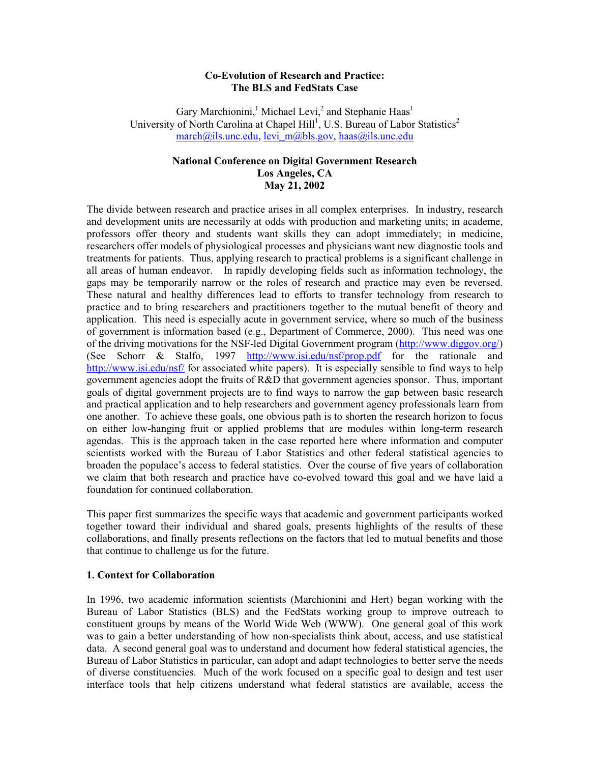# Co-Evolution of Research and Practice: The BLS and FedStats Case

Gary Marchionini,[1] Michael Levi,[2] and Stephanie Haas[1]
University of North Carolina at Chapel Hill[1], U.S. Bureau of Labor Statistics[2]
march@ils.unc.edu, levi_m@bls.gov, haas@ils.unc.edu

**National Conference on Digital Government Research**
**Los Angeles, CA**
**May 21, 2002**

The divide between research and practice arises in all complex enterprises. In industry, research and development units are necessarily at odds with production and marketing units; in academe, professors offer theory and students want skills they can adopt immediately; in medicine, researchers offer models of physiological processes and physicians want new diagnostic tools and treatments for patients. Thus, applying research to practical problems is a significant challenge in all areas of human endeavor. In rapidly developing fields such as information technology, the gaps may be temporarily narrow or the roles of research and practice may even be reversed. These natural and healthy differences lead to efforts to transfer technology from research to practice and to bring researchers and practitioners together to the mutual benefit of theory and application. This need is especially acute in government service, where so much of the business of government is information based (e.g., Department of Commerce, 2000). This need was one of the driving motivations for the NSF-led Digital Government program (http://www.diggov.org/) (See Schorr & Stalfo, 1997 http://www.isi.edu/nsf/prop.pdf for the rationale and http://www.isi.edu/nsf/ for associated white papers). It is especially sensible to find ways to help government agencies adopt the fruits of R&D that government agencies sponsor. Thus, important goals of digital government projects are to find ways to narrow the gap between basic research and practical application and to help researchers and government agency professionals learn from one another. To achieve these goals, one obvious path is to shorten the research horizon to focus on either low-hanging fruit or applied problems that are modules within long-term research agendas. This is the approach taken in the case reported here where information and computer scientists worked with the Bureau of Labor Statistics and other federal statistical agencies to broaden the populace's access to federal statistics. Over the course of five years of collaboration we claim that both research and practice have co-evolved toward this goal and we have laid a foundation for continued collaboration.

This paper first summarizes the specific ways that academic and government participants worked together toward their individual and shared goals, presents highlights of the results of these collaborations, and finally presents reflections on the factors that led to mutual benefits and those that continue to challenge us for the future.

## 1. Context for Collaboration

In 1996, two academic information scientists (Marchionini and Hert) began working with the Bureau of Labor Statistics (BLS) and the FedStats working group to improve outreach to constituent groups by means of the World Wide Web (WWW). One general goal of this work was to gain a better understanding of how non-specialists think about, access, and use statistical data. A second general goal was to understand and document how federal statistical agencies, the Bureau of Labor Statistics in particular, can adopt and adapt technologies to better serve the needs of diverse constituencies. Much of the work focused on a specific goal to design and test user interface tools that help citizens understand what federal statistics are available, access the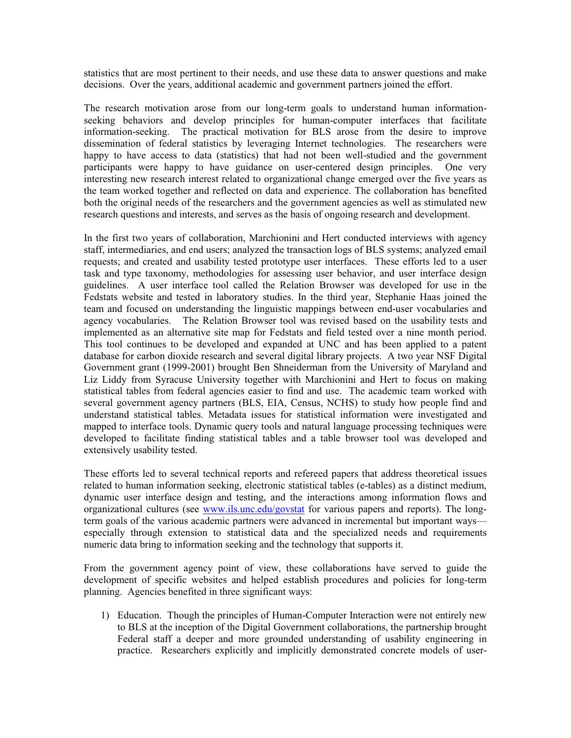statistics that are most pertinent to their needs, and use these data to answer questions and make decisions. Over the years, additional academic and government partners joined the effort.

The research motivation arose from our long-term goals to understand human information-seeking behaviors and develop principles for human-computer interfaces that facilitate information-seeking. The practical motivation for BLS arose from the desire to improve dissemination of federal statistics by leveraging Internet technologies. The researchers were happy to have access to data (statistics) that had not been well-studied and the government participants were happy to have guidance on user-centered design principles. One very interesting new research interest related to organizational change emerged over the five years as the team worked together and reflected on data and experience. The collaboration has benefited both the original needs of the researchers and the government agencies as well as stimulated new research questions and interests, and serves as the basis of ongoing research and development.

In the first two years of collaboration, Marchionini and Hert conducted interviews with agency staff, intermediaries, and end users; analyzed the transaction logs of BLS systems; analyzed email requests; and created and usability tested prototype user interfaces. These efforts led to a user task and type taxonomy, methodologies for assessing user behavior, and user interface design guidelines. A user interface tool called the Relation Browser was developed for use in the Fedstats website and tested in laboratory studies. In the third year, Stephanie Haas joined the team and focused on understanding the linguistic mappings between end-user vocabularies and agency vocabularies. The Relation Browser tool was revised based on the usability tests and implemented as an alternative site map for Fedstats and field tested over a nine month period. This tool continues to be developed and expanded at UNC and has been applied to a patent database for carbon dioxide research and several digital library projects. A two year NSF Digital Government grant (1999-2001) brought Ben Shneiderman from the University of Maryland and Liz Liddy from Syracuse University together with Marchionini and Hert to focus on making statistical tables from federal agencies easier to find and use. The academic team worked with several government agency partners (BLS, EIA, Census, NCHS) to study how people find and understand statistical tables. Metadata issues for statistical information were investigated and mapped to interface tools. Dynamic query tools and natural language processing techniques were developed to facilitate finding statistical tables and a table browser tool was developed and extensively usability tested.

These efforts led to several technical reports and refereed papers that address theoretical issues related to human information seeking, electronic statistical tables (e-tables) as a distinct medium, dynamic user interface design and testing, and the interactions among information flows and organizational cultures (see www.ils.unc.edu/govstat for various papers and reports). The long-term goals of the various academic partners were advanced in incremental but important ways—especially through extension to statistical data and the specialized needs and requirements numeric data bring to information seeking and the technology that supports it.

From the government agency point of view, these collaborations have served to guide the development of specific websites and helped establish procedures and policies for long-term planning. Agencies benefited in three significant ways:

1) Education. Though the principles of Human-Computer Interaction were not entirely new to BLS at the inception of the Digital Government collaborations, the partnership brought Federal staff a deeper and more grounded understanding of usability engineering in practice. Researchers explicitly and implicitly demonstrated concrete models of user-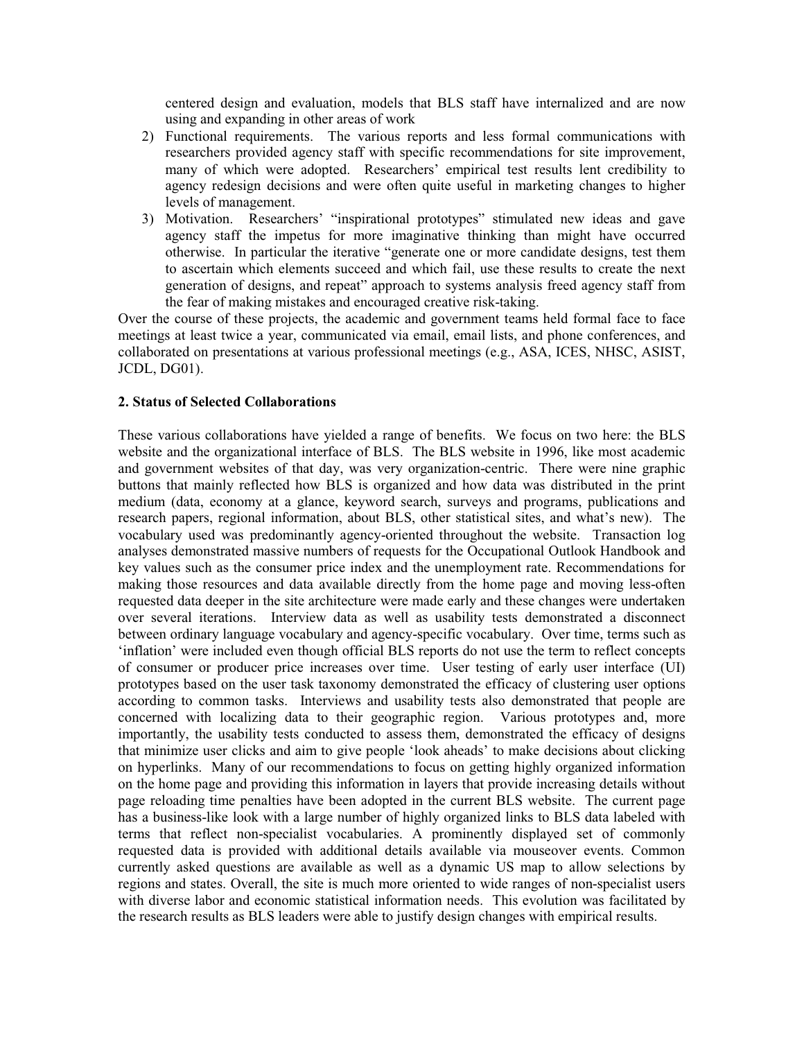centered design and evaluation, models that BLS staff have internalized and are now using and expanding in other areas of work

2) Functional requirements. The various reports and less formal communications with researchers provided agency staff with specific recommendations for site improvement, many of which were adopted. Researchers' empirical test results lent credibility to agency redesign decisions and were often quite useful in marketing changes to higher levels of management.
3) Motivation. Researchers' "inspirational prototypes" stimulated new ideas and gave agency staff the impetus for more imaginative thinking than might have occurred otherwise. In particular the iterative "generate one or more candidate designs, test them to ascertain which elements succeed and which fail, use these results to create the next generation of designs, and repeat" approach to systems analysis freed agency staff from the fear of making mistakes and encouraged creative risk-taking.

Over the course of these projects, the academic and government teams held formal face to face meetings at least twice a year, communicated via email, email lists, and phone conferences, and collaborated on presentations at various professional meetings (e.g., ASA, ICES, NHSC, ASIST, JCDL, DG01).

## 2. Status of Selected Collaborations

These various collaborations have yielded a range of benefits. We focus on two here: the BLS website and the organizational interface of BLS. The BLS website in 1996, like most academic and government websites of that day, was very organization-centric. There were nine graphic buttons that mainly reflected how BLS is organized and how data was distributed in the print medium (data, economy at a glance, keyword search, surveys and programs, publications and research papers, regional information, about BLS, other statistical sites, and what's new). The vocabulary used was predominantly agency-oriented throughout the website. Transaction log analyses demonstrated massive numbers of requests for the Occupational Outlook Handbook and key values such as the consumer price index and the unemployment rate. Recommendations for making those resources and data available directly from the home page and moving less-often requested data deeper in the site architecture were made early and these changes were undertaken over several iterations. Interview data as well as usability tests demonstrated a disconnect between ordinary language vocabulary and agency-specific vocabulary. Over time, terms such as 'inflation' were included even though official BLS reports do not use the term to reflect concepts of consumer or producer price increases over time. User testing of early user interface (UI) prototypes based on the user task taxonomy demonstrated the efficacy of clustering user options according to common tasks. Interviews and usability tests also demonstrated that people are concerned with localizing data to their geographic region. Various prototypes and, more importantly, the usability tests conducted to assess them, demonstrated the efficacy of designs that minimize user clicks and aim to give people 'look aheads' to make decisions about clicking on hyperlinks. Many of our recommendations to focus on getting highly organized information on the home page and providing this information in layers that provide increasing details without page reloading time penalties have been adopted in the current BLS website. The current page has a business-like look with a large number of highly organized links to BLS data labeled with terms that reflect non-specialist vocabularies. A prominently displayed set of commonly requested data is provided with additional details available via mouseover events. Common currently asked questions are available as well as a dynamic US map to allow selections by regions and states. Overall, the site is much more oriented to wide ranges of non-specialist users with diverse labor and economic statistical information needs. This evolution was facilitated by the research results as BLS leaders were able to justify design changes with empirical results.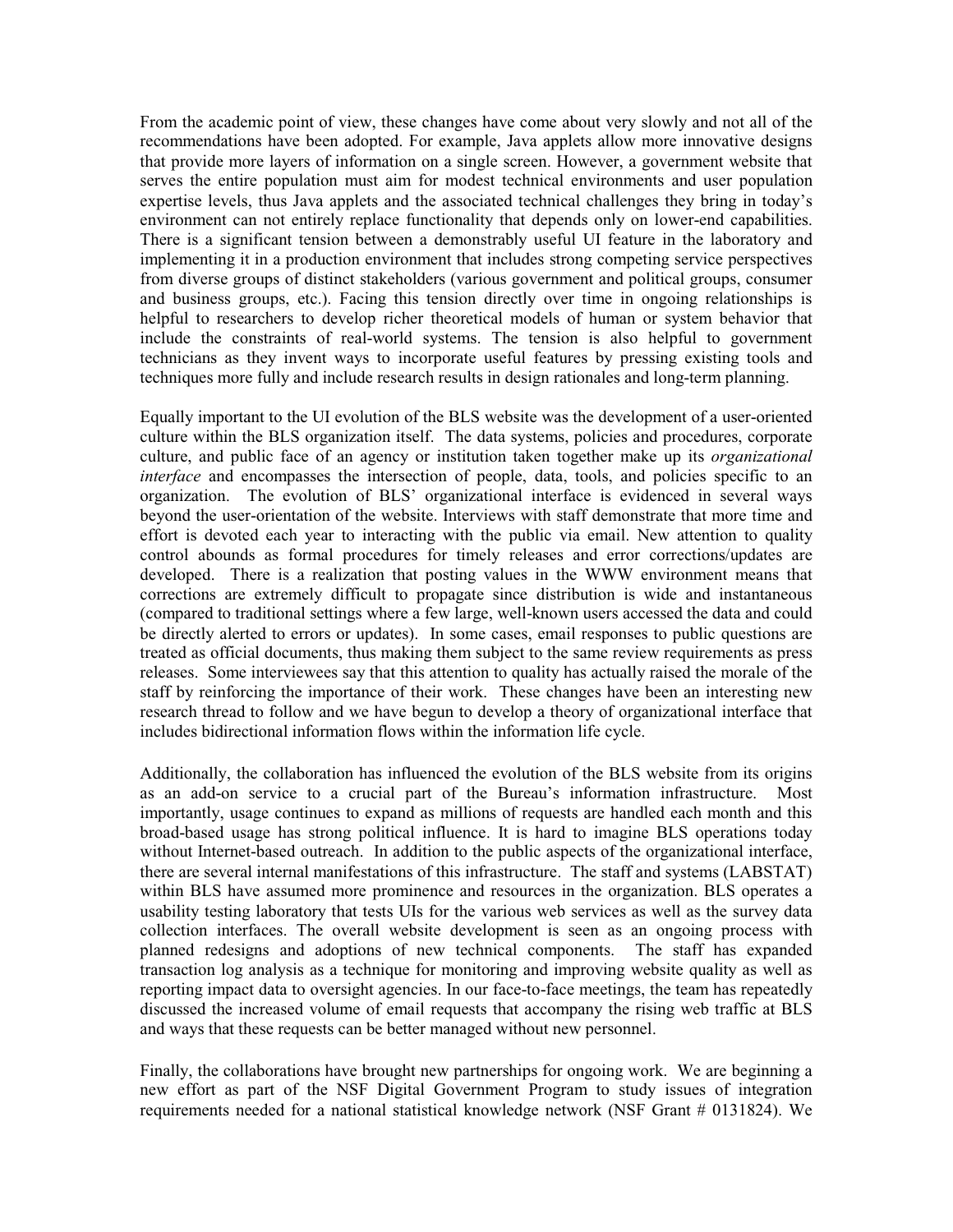From the academic point of view, these changes have come about very slowly and not all of the recommendations have been adopted. For example, Java applets allow more innovative designs that provide more layers of information on a single screen. However, a government website that serves the entire population must aim for modest technical environments and user population expertise levels, thus Java applets and the associated technical challenges they bring in today's environment can not entirely replace functionality that depends only on lower-end capabilities. There is a significant tension between a demonstrably useful UI feature in the laboratory and implementing it in a production environment that includes strong competing service perspectives from diverse groups of distinct stakeholders (various government and political groups, consumer and business groups, etc.). Facing this tension directly over time in ongoing relationships is helpful to researchers to develop richer theoretical models of human or system behavior that include the constraints of real-world systems. The tension is also helpful to government technicians as they invent ways to incorporate useful features by pressing existing tools and techniques more fully and include research results in design rationales and long-term planning.

Equally important to the UI evolution of the BLS website was the development of a user-oriented culture within the BLS organization itself. The data systems, policies and procedures, corporate culture, and public face of an agency or institution taken together make up its *organizational interface* and encompasses the intersection of people, data, tools, and policies specific to an organization. The evolution of BLS' organizational interface is evidenced in several ways beyond the user-orientation of the website. Interviews with staff demonstrate that more time and effort is devoted each year to interacting with the public via email. New attention to quality control abounds as formal procedures for timely releases and error corrections/updates are developed. There is a realization that posting values in the WWW environment means that corrections are extremely difficult to propagate since distribution is wide and instantaneous (compared to traditional settings where a few large, well-known users accessed the data and could be directly alerted to errors or updates). In some cases, email responses to public questions are treated as official documents, thus making them subject to the same review requirements as press releases. Some interviewees say that this attention to quality has actually raised the morale of the staff by reinforcing the importance of their work. These changes have been an interesting new research thread to follow and we have begun to develop a theory of organizational interface that includes bidirectional information flows within the information life cycle.

Additionally, the collaboration has influenced the evolution of the BLS website from its origins as an add-on service to a crucial part of the Bureau's information infrastructure. Most importantly, usage continues to expand as millions of requests are handled each month and this broad-based usage has strong political influence. It is hard to imagine BLS operations today without Internet-based outreach. In addition to the public aspects of the organizational interface, there are several internal manifestations of this infrastructure. The staff and systems (LABSTAT) within BLS have assumed more prominence and resources in the organization. BLS operates a usability testing laboratory that tests UIs for the various web services as well as the survey data collection interfaces. The overall website development is seen as an ongoing process with planned redesigns and adoptions of new technical components. The staff has expanded transaction log analysis as a technique for monitoring and improving website quality as well as reporting impact data to oversight agencies. In our face-to-face meetings, the team has repeatedly discussed the increased volume of email requests that accompany the rising web traffic at BLS and ways that these requests can be better managed without new personnel.

Finally, the collaborations have brought new partnerships for ongoing work. We are beginning a new effort as part of the NSF Digital Government Program to study issues of integration requirements needed for a national statistical knowledge network (NSF Grant # 0131824). We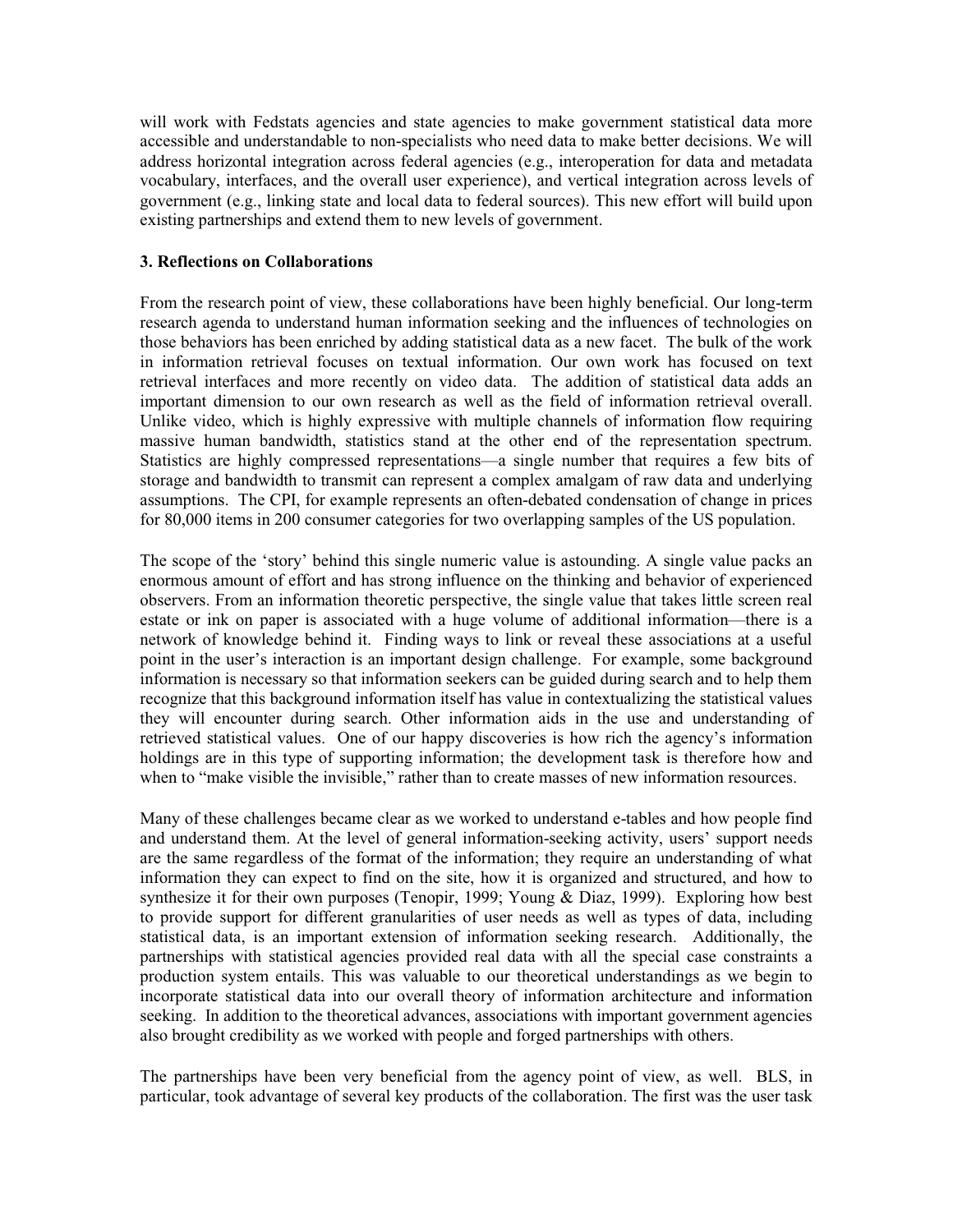will work with Fedstats agencies and state agencies to make government statistical data more accessible and understandable to non-specialists who need data to make better decisions. We will address horizontal integration across federal agencies (e.g., interoperation for data and metadata vocabulary, interfaces, and the overall user experience), and vertical integration across levels of government (e.g., linking state and local data to federal sources). This new effort will build upon existing partnerships and extend them to new levels of government.

### 3. Reflections on Collaborations

From the research point of view, these collaborations have been highly beneficial. Our long-term research agenda to understand human information seeking and the influences of technologies on those behaviors has been enriched by adding statistical data as a new facet. The bulk of the work in information retrieval focuses on textual information. Our own work has focused on text retrieval interfaces and more recently on video data. The addition of statistical data adds an important dimension to our own research as well as the field of information retrieval overall. Unlike video, which is highly expressive with multiple channels of information flow requiring massive human bandwidth, statistics stand at the other end of the representation spectrum. Statistics are highly compressed representations—a single number that requires a few bits of storage and bandwidth to transmit can represent a complex amalgam of raw data and underlying assumptions. The CPI, for example represents an often-debated condensation of change in prices for 80,000 items in 200 consumer categories for two overlapping samples of the US population.

The scope of the 'story' behind this single numeric value is astounding. A single value packs an enormous amount of effort and has strong influence on the thinking and behavior of experienced observers. From an information theoretic perspective, the single value that takes little screen real estate or ink on paper is associated with a huge volume of additional information—there is a network of knowledge behind it. Finding ways to link or reveal these associations at a useful point in the user's interaction is an important design challenge. For example, some background information is necessary so that information seekers can be guided during search and to help them recognize that this background information itself has value in contextualizing the statistical values they will encounter during search. Other information aids in the use and understanding of retrieved statistical values. One of our happy discoveries is how rich the agency's information holdings are in this type of supporting information; the development task is therefore how and when to "make visible the invisible," rather than to create masses of new information resources.

Many of these challenges became clear as we worked to understand e-tables and how people find and understand them. At the level of general information-seeking activity, users' support needs are the same regardless of the format of the information; they require an understanding of what information they can expect to find on the site, how it is organized and structured, and how to synthesize it for their own purposes (Tenopir, 1999; Young & Diaz, 1999). Exploring how best to provide support for different granularities of user needs as well as types of data, including statistical data, is an important extension of information seeking research. Additionally, the partnerships with statistical agencies provided real data with all the special case constraints a production system entails. This was valuable to our theoretical understandings as we begin to incorporate statistical data into our overall theory of information architecture and information seeking. In addition to the theoretical advances, associations with important government agencies also brought credibility as we worked with people and forged partnerships with others.

The partnerships have been very beneficial from the agency point of view, as well. BLS, in particular, took advantage of several key products of the collaboration. The first was the user task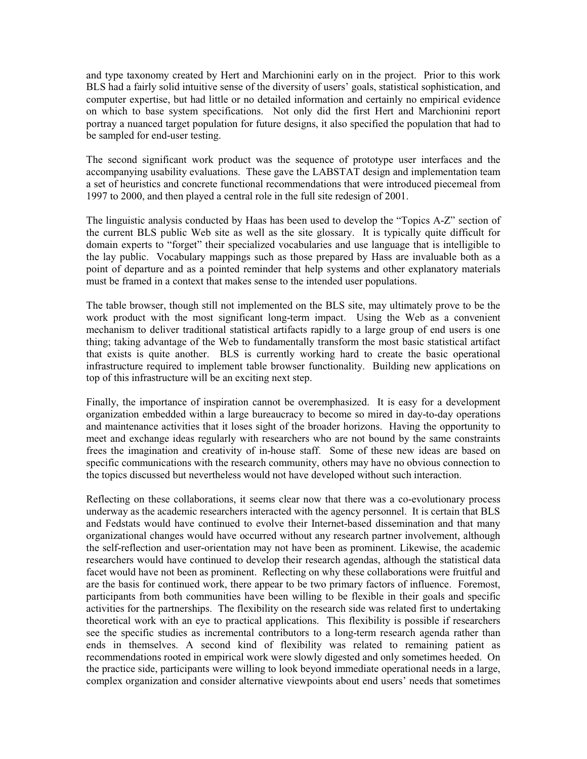and type taxonomy created by Hert and Marchionini early on in the project. Prior to this work BLS had a fairly solid intuitive sense of the diversity of users' goals, statistical sophistication, and computer expertise, but had little or no detailed information and certainly no empirical evidence on which to base system specifications. Not only did the first Hert and Marchionini report portray a nuanced target population for future designs, it also specified the population that had to be sampled for end-user testing.

The second significant work product was the sequence of prototype user interfaces and the accompanying usability evaluations. These gave the LABSTAT design and implementation team a set of heuristics and concrete functional recommendations that were introduced piecemeal from 1997 to 2000, and then played a central role in the full site redesign of 2001.

The linguistic analysis conducted by Haas has been used to develop the "Topics A-Z" section of the current BLS public Web site as well as the site glossary. It is typically quite difficult for domain experts to "forget" their specialized vocabularies and use language that is intelligible to the lay public. Vocabulary mappings such as those prepared by Hass are invaluable both as a point of departure and as a pointed reminder that help systems and other explanatory materials must be framed in a context that makes sense to the intended user populations.

The table browser, though still not implemented on the BLS site, may ultimately prove to be the work product with the most significant long-term impact. Using the Web as a convenient mechanism to deliver traditional statistical artifacts rapidly to a large group of end users is one thing; taking advantage of the Web to fundamentally transform the most basic statistical artifact that exists is quite another. BLS is currently working hard to create the basic operational infrastructure required to implement table browser functionality. Building new applications on top of this infrastructure will be an exciting next step.

Finally, the importance of inspiration cannot be overemphasized. It is easy for a development organization embedded within a large bureaucracy to become so mired in day-to-day operations and maintenance activities that it loses sight of the broader horizons. Having the opportunity to meet and exchange ideas regularly with researchers who are not bound by the same constraints frees the imagination and creativity of in-house staff. Some of these new ideas are based on specific communications with the research community, others may have no obvious connection to the topics discussed but nevertheless would not have developed without such interaction.

Reflecting on these collaborations, it seems clear now that there was a co-evolutionary process underway as the academic researchers interacted with the agency personnel. It is certain that BLS and Fedstats would have continued to evolve their Internet-based dissemination and that many organizational changes would have occurred without any research partner involvement, although the self-reflection and user-orientation may not have been as prominent. Likewise, the academic researchers would have continued to develop their research agendas, although the statistical data facet would have not been as prominent. Reflecting on why these collaborations were fruitful and are the basis for continued work, there appear to be two primary factors of influence. Foremost, participants from both communities have been willing to be flexible in their goals and specific activities for the partnerships. The flexibility on the research side was related first to undertaking theoretical work with an eye to practical applications. This flexibility is possible if researchers see the specific studies as incremental contributors to a long-term research agenda rather than ends in themselves. A second kind of flexibility was related to remaining patient as recommendations rooted in empirical work were slowly digested and only sometimes heeded. On the practice side, participants were willing to look beyond immediate operational needs in a large, complex organization and consider alternative viewpoints about end users' needs that sometimes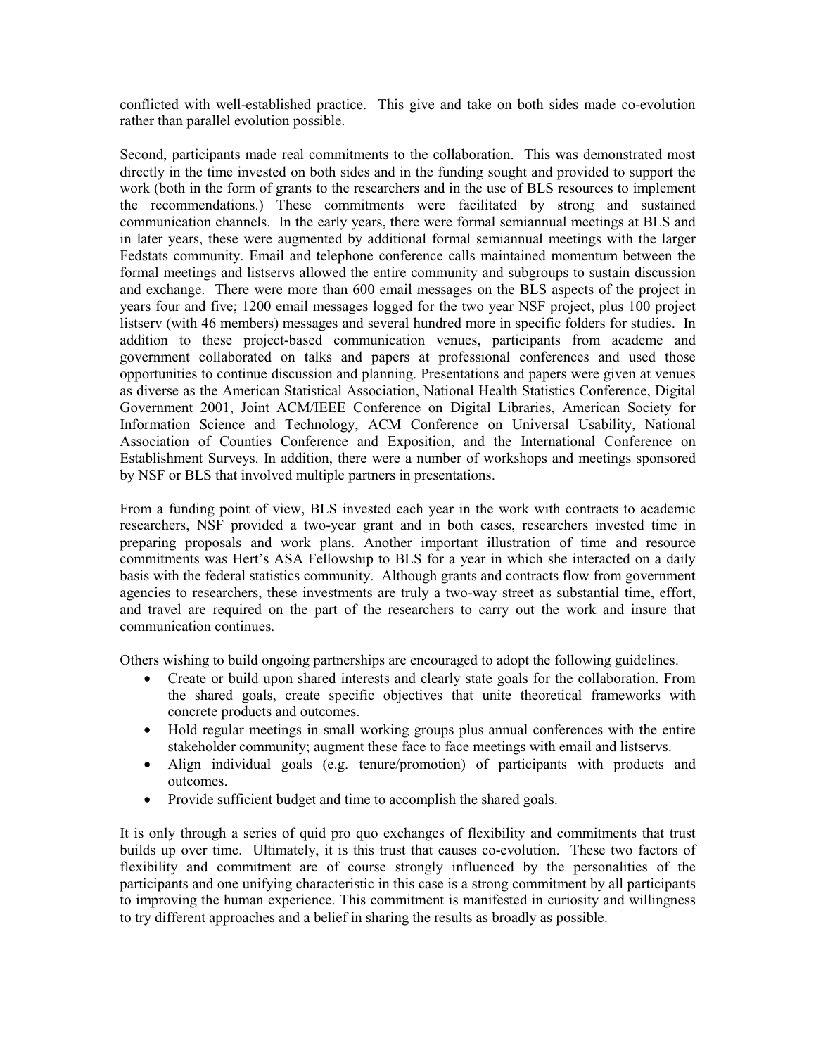conflicted with well-established practice. This give and take on both sides made co-evolution rather than parallel evolution possible.

Second, participants made real commitments to the collaboration. This was demonstrated most directly in the time invested on both sides and in the funding sought and provided to support the work (both in the form of grants to the researchers and in the use of BLS resources to implement the recommendations.) These commitments were facilitated by strong and sustained communication channels. In the early years, there were formal semiannual meetings at BLS and in later years, these were augmented by additional formal semiannual meetings with the larger Fedstats community. Email and telephone conference calls maintained momentum between the formal meetings and listservs allowed the entire community and subgroups to sustain discussion and exchange. There were more than 600 email messages on the BLS aspects of the project in years four and five; 1200 email messages logged for the two year NSF project, plus 100 project listserv (with 46 members) messages and several hundred more in specific folders for studies. In addition to these project-based communication venues, participants from academe and government collaborated on talks and papers at professional conferences and used those opportunities to continue discussion and planning. Presentations and papers were given at venues as diverse as the American Statistical Association, National Health Statistics Conference, Digital Government 2001, Joint ACM/IEEE Conference on Digital Libraries, American Society for Information Science and Technology, ACM Conference on Universal Usability, National Association of Counties Conference and Exposition, and the International Conference on Establishment Surveys. In addition, there were a number of workshops and meetings sponsored by NSF or BLS that involved multiple partners in presentations.

From a funding point of view, BLS invested each year in the work with contracts to academic researchers, NSF provided a two-year grant and in both cases, researchers invested time in preparing proposals and work plans. Another important illustration of time and resource commitments was Hert's ASA Fellowship to BLS for a year in which she interacted on a daily basis with the federal statistics community. Although grants and contracts flow from government agencies to researchers, these investments are truly a two-way street as substantial time, effort, and travel are required on the part of the researchers to carry out the work and insure that communication continues.

Others wishing to build ongoing partnerships are encouraged to adopt the following guidelines.

- Create or build upon shared interests and clearly state goals for the collaboration. From the shared goals, create specific objectives that unite theoretical frameworks with concrete products and outcomes.
- Hold regular meetings in small working groups plus annual conferences with the entire stakeholder community; augment these face to face meetings with email and listservs.
- Align individual goals (e.g. tenure/promotion) of participants with products and outcomes.
- Provide sufficient budget and time to accomplish the shared goals.

It is only through a series of quid pro quo exchanges of flexibility and commitments that trust builds up over time. Ultimately, it is this trust that causes co-evolution. These two factors of flexibility and commitment are of course strongly influenced by the personalities of the participants and one unifying characteristic in this case is a strong commitment by all participants to improving the human experience. This commitment is manifested in curiosity and willingness to try different approaches and a belief in sharing the results as broadly as possible.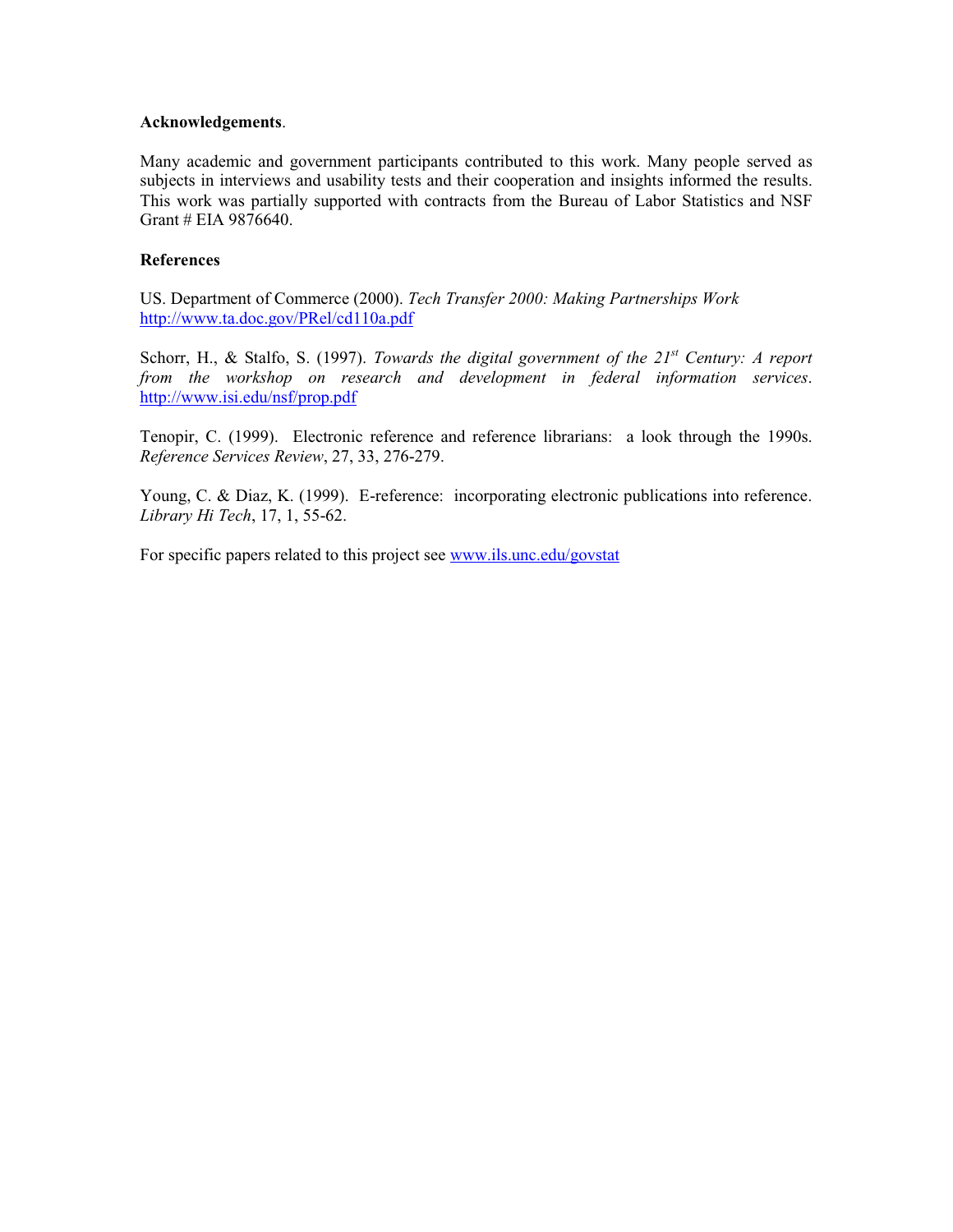**Acknowledgements**.

Many academic and government participants contributed to this work. Many people served as subjects in interviews and usability tests and their cooperation and insights informed the results. This work was partially supported with contracts from the Bureau of Labor Statistics and NSF Grant # EIA 9876640.

**References**

US. Department of Commerce (2000). *Tech Transfer 2000: Making Partnerships Work* http://www.ta.doc.gov/PRel/cd110a.pdf

Schorr, H., & Stalfo, S. (1997). *Towards the digital government of the 21st Century: A report from the workshop on research and development in federal information services*. http://www.isi.edu/nsf/prop.pdf

Tenopir, C. (1999). Electronic reference and reference librarians: a look through the 1990s. *Reference Services Review*, 27, 33, 276-279.

Young, C. & Diaz, K. (1999). E-reference: incorporating electronic publications into reference. *Library Hi Tech*, 17, 1, 55-62.

For specific papers related to this project see www.ils.unc.edu/govstat